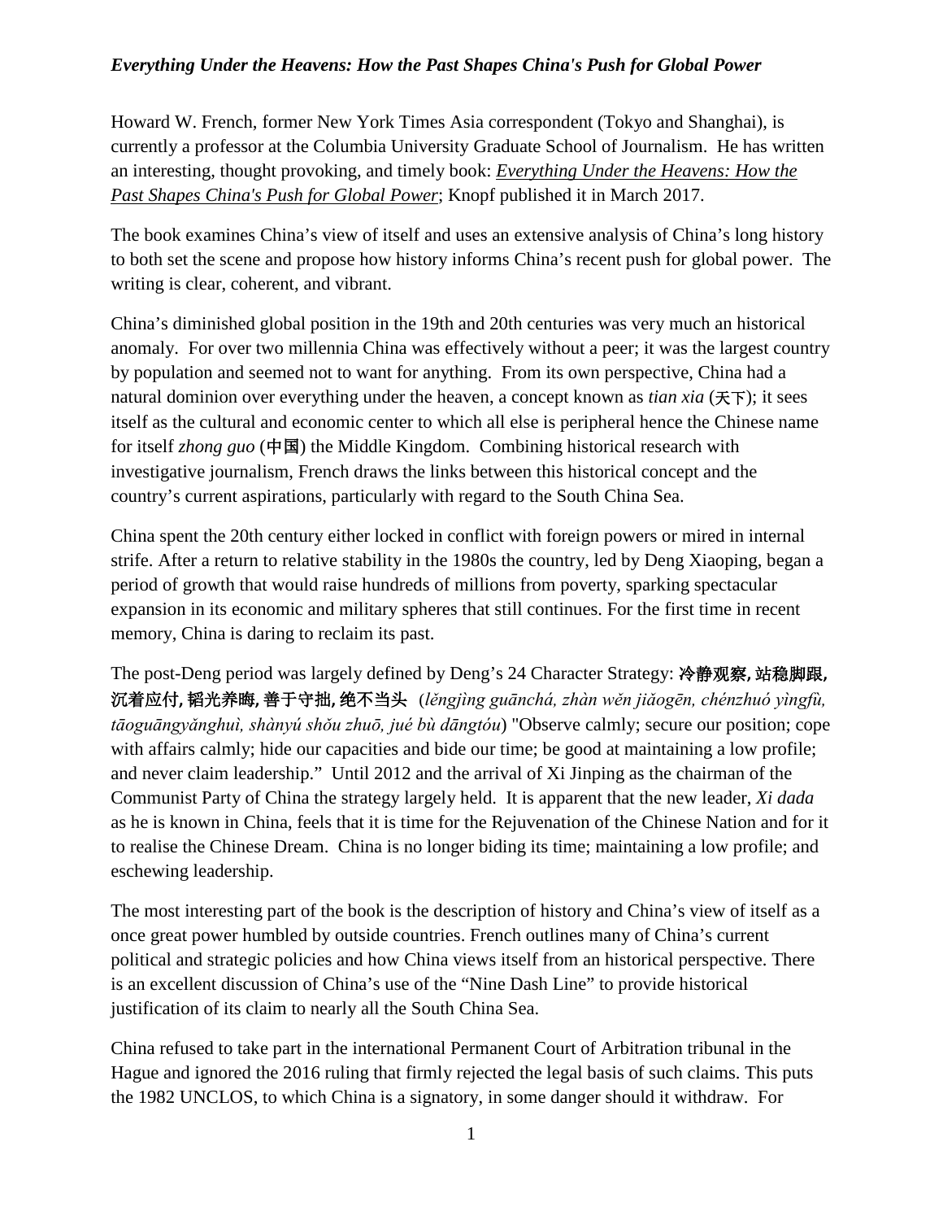*Everything Under the Heavens: How the Past Shapes China's Push for Global Power*

Howard W. French, former New York Times Asia correspondent (Tokyo and Shanghai), is currently a professor at the Columbia University Graduate School of Journalism. He has written an interesting, thought provoking, and timely book: *Everything Under the Heavens: How the Past Shapes China's Push for Global Power*; Knopf published it in March 2017.

The book examines China's view of itself and uses an extensive analysis of China's long history to both set the scene and propose how history informs China's recent push for global power. The writing is clear, coherent, and vibrant.

China's diminished global position in the 19th and 20th centuries was very much an historical anomaly. For over two millennia China was effectively without a peer; it was the largest country by population and seemed not to want for anything. From its own perspective, China had a natural dominion over everything under the heaven, a concept known as *tian xia* (天下); it sees itself as the cultural and economic center to which all else is peripheral hence the Chinese name for itself *zhong guo* (中国) the Middle Kingdom. Combining historical research with investigative journalism, French draws the links between this historical concept and the country's current aspirations, particularly with regard to the South China Sea.

China spent the 20th century either locked in conflict with foreign powers or mired in internal strife. After a return to relative stability in the 1980s the country, led by Deng Xiaoping, began a period of growth that would raise hundreds of millions from poverty, sparking spectacular expansion in its economic and military spheres that still continues. For the first time in recent memory, China is daring to reclaim its past.

The post-Deng period was largely defined by Deng's 24 Character Strategy: **冷静观察, 站稳脚跟, 沉着应付, 韬光养晦, 善于守拙, 绝不当头** (*lěngjìng guānchá, zhàn wěn jiǎogēn, chénzhuó yìngfù, tāoguāngyǎnghuì, shànyú shǒu zhuō, jué bù dāngtóu*) "Observe calmly; secure our position; cope with affairs calmly; hide our capacities and bide our time; be good at maintaining a low profile; and never claim leadership." Until 2012 and the arrival of Xi Jinping as the chairman of the Communist Party of China the strategy largely held. It is apparent that the new leader, *Xi dada* as he is known in China, feels that it is time for the Rejuvenation of the Chinese Nation and for it to realise the Chinese Dream. China is no longer biding its time; maintaining a low profile; and eschewing leadership.

The most interesting part of the book is the description of history and China's view of itself as a once great power humbled by outside countries. French outlines many of China's current political and strategic policies and how China views itself from an historical perspective. There is an excellent discussion of China's use of the "Nine Dash Line" to provide historical justification of its claim to nearly all the South China Sea.

China refused to take part in the international Permanent Court of Arbitration tribunal in the Hague and ignored the 2016 ruling that firmly rejected the legal basis of such claims. This puts the 1982 UNCLOS, to which China is a signatory, in some danger should it withdraw. For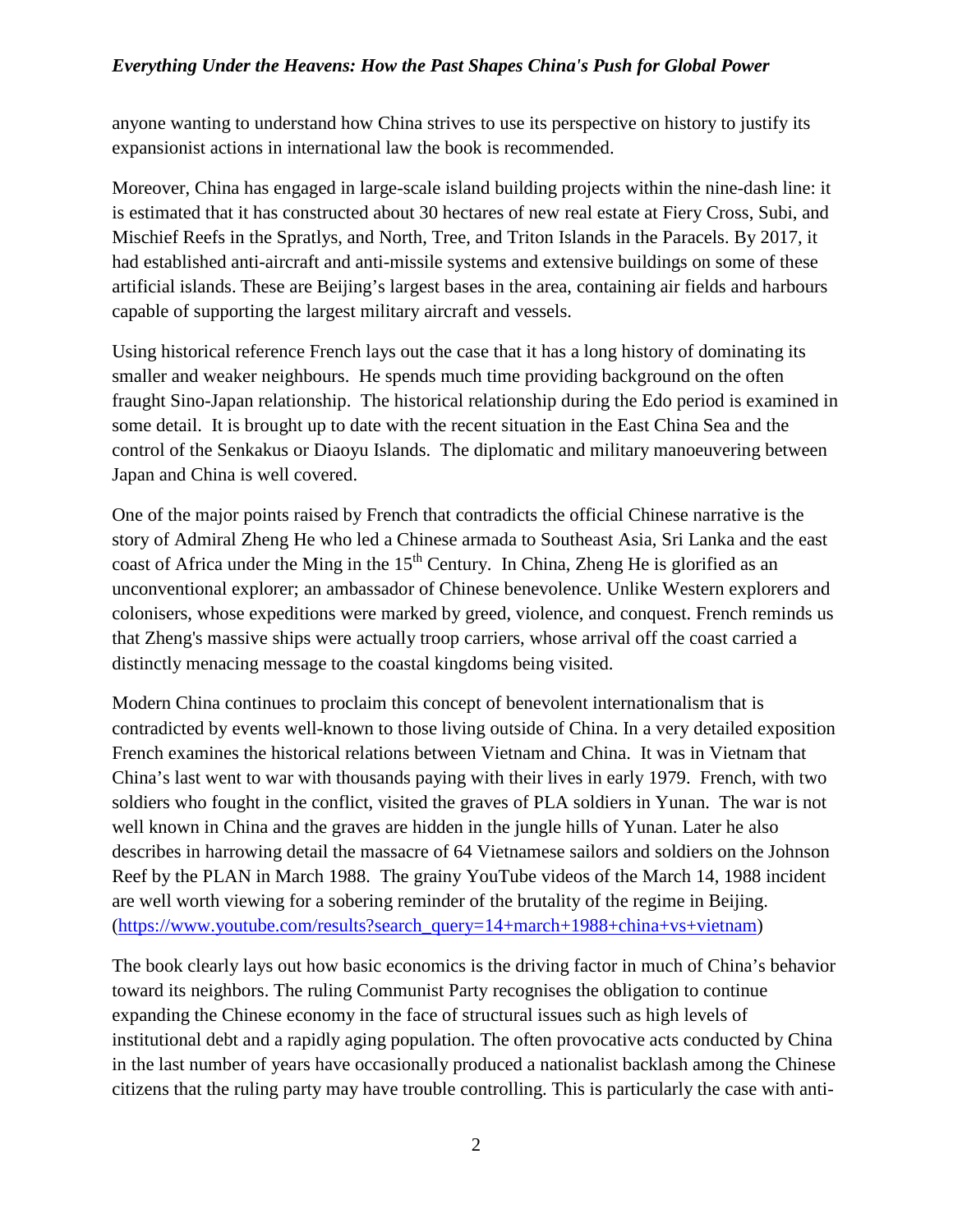anyone wanting to understand how China strives to use its perspective on history to justify its expansionist actions in international law the book is recommended.

Moreover, China has engaged in large-scale island building projects within the nine-dash line: it is estimated that it has constructed about 30 hectares of new real estate at Fiery Cross, Subi, and Mischief Reefs in the Spratlys, and North, Tree, and Triton Islands in the Paracels. By 2017, it had established anti-aircraft and anti-missile systems and extensive buildings on some of these artificial islands. These are Beijing's largest bases in the area, containing air fields and harbours capable of supporting the largest military aircraft and vessels.

Using historical reference French lays out the case that it has a long history of dominating its smaller and weaker neighbours. He spends much time providing background on the often fraught Sino-Japan relationship. The historical relationship during the Edo period is examined in some detail. It is brought up to date with the recent situation in the East China Sea and the control of the Senkakus or Diaoyu Islands. The diplomatic and military manoeuvering between Japan and China is well covered.

One of the major points raised by French that contradicts the official Chinese narrative is the story of Admiral Zheng He who led a Chinese armada to Southeast Asia, Sri Lanka and the east coast of Africa under the Ming in the 15th Century. In China, Zheng He is glorified as an unconventional explorer; an ambassador of Chinese benevolence. Unlike Western explorers and colonisers, whose expeditions were marked by greed, violence, and conquest. French reminds us that Zheng's massive ships were actually troop carriers, whose arrival off the coast carried a distinctly menacing message to the coastal kingdoms being visited.

Modern China continues to proclaim this concept of benevolent internationalism that is contradicted by events well-known to those living outside of China. In a very detailed exposition French examines the historical relations between Vietnam and China. It was in Vietnam that China's last went to war with thousands paying with their lives in early 1979. French, with two soldiers who fought in the conflict, visited the graves of PLA soldiers in Yunan. The war is not well known in China and the graves are hidden in the jungle hills of Yunan. Later he also describes in harrowing detail the massacre of 64 Vietnamese sailors and soldiers on the Johnson Reef by the PLAN in March 1988. The grainy YouTube videos of the March 14, 1988 incident are well worth viewing for a sobering reminder of the brutality of the regime in Beijing. (https://www.youtube.com/results?search_query=14+march+1988+china+vs+vietnam)

The book clearly lays out how basic economics is the driving factor in much of China's behavior toward its neighbors. The ruling Communist Party recognises the obligation to continue expanding the Chinese economy in the face of structural issues such as high levels of institutional debt and a rapidly aging population. The often provocative acts conducted by China in the last number of years have occasionally produced a nationalist backlash among the Chinese citizens that the ruling party may have trouble controlling. This is particularly the case with anti-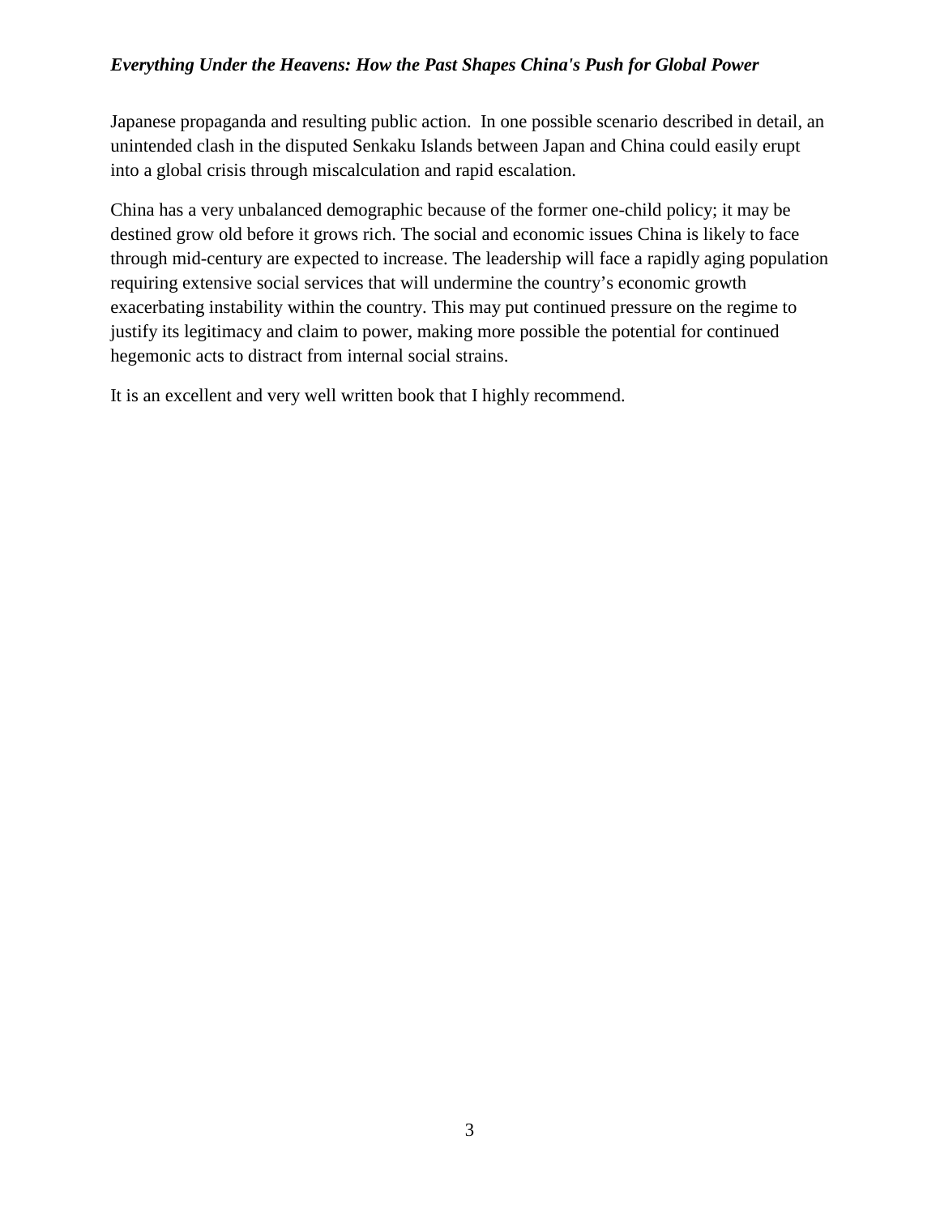Japanese propaganda and resulting public action. In one possible scenario described in detail, an unintended clash in the disputed Senkaku Islands between Japan and China could easily erupt into a global crisis through miscalculation and rapid escalation.

China has a very unbalanced demographic because of the former one-child policy; it may be destined grow old before it grows rich. The social and economic issues China is likely to face through mid-century are expected to increase. The leadership will face a rapidly aging population requiring extensive social services that will undermine the country's economic growth exacerbating instability within the country. This may put continued pressure on the regime to justify its legitimacy and claim to power, making more possible the potential for continued hegemonic acts to distract from internal social strains.

It is an excellent and very well written book that I highly recommend.